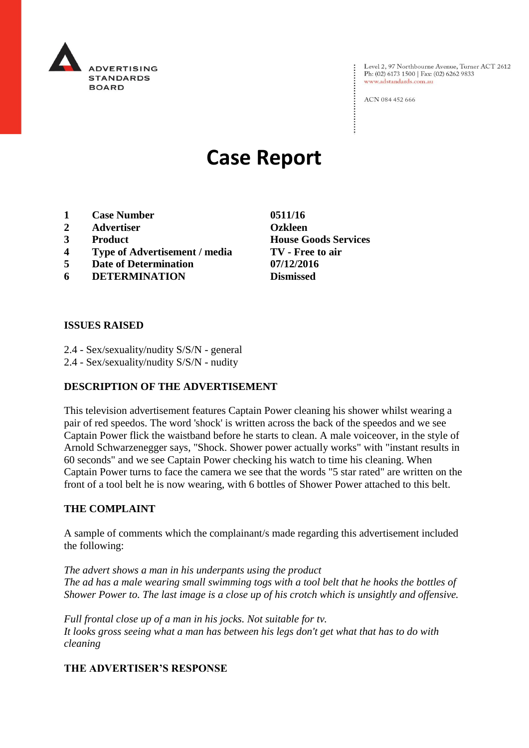ADVERTISING STANDARDS BOARD

Level 2, 97 Northbourne Avenue, Turner ACT 2612
Ph: (02) 6173 1500 | Fax: (02) 6262 9833
www.adstandards.com.au

ACN 084 452 666

# Case Report

| | | |
|---|---|---|
| **1** | **Case Number** | **0511/16** |
| **2** | **Advertiser** | **Ozkleen** |
| **3** | **Product** | **House Goods Services** |
| **4** | **Type of Advertisement / media** | **TV - Free to air** |
| **5** | **Date of Determination** | **07/12/2016** |
| **6** | **DETERMINATION** | **Dismissed** |

## ISSUES RAISED

2.4 - Sex/sexuality/nudity S/S/N - general
2.4 - Sex/sexuality/nudity S/S/N - nudity

## DESCRIPTION OF THE ADVERTISEMENT

This television advertisement features Captain Power cleaning his shower whilst wearing a pair of red speedos. The word 'shock' is written across the back of the speedos and we see Captain Power flick the waistband before he starts to clean. A male voiceover, in the style of Arnold Schwarzenegger says, "Shock. Shower power actually works" with "instant results in 60 seconds" and we see Captain Power checking his watch to time his cleaning. When Captain Power turns to face the camera we see that the words "5 star rated" are written on the front of a tool belt he is now wearing, with 6 bottles of Shower Power attached to this belt.

## THE COMPLAINT

A sample of comments which the complainant/s made regarding this advertisement included the following:

*The advert shows a man in his underpants using the product*
*The ad has a male wearing small swimming togs with a tool belt that he hooks the bottles of Shower Power to. The last image is a close up of his crotch which is unsightly and offensive.*

*Full frontal close up of a man in his jocks. Not suitable for tv.*
*It looks gross seeing what a man has between his legs don't get what that has to do with cleaning*

## THE ADVERTISER'S RESPONSE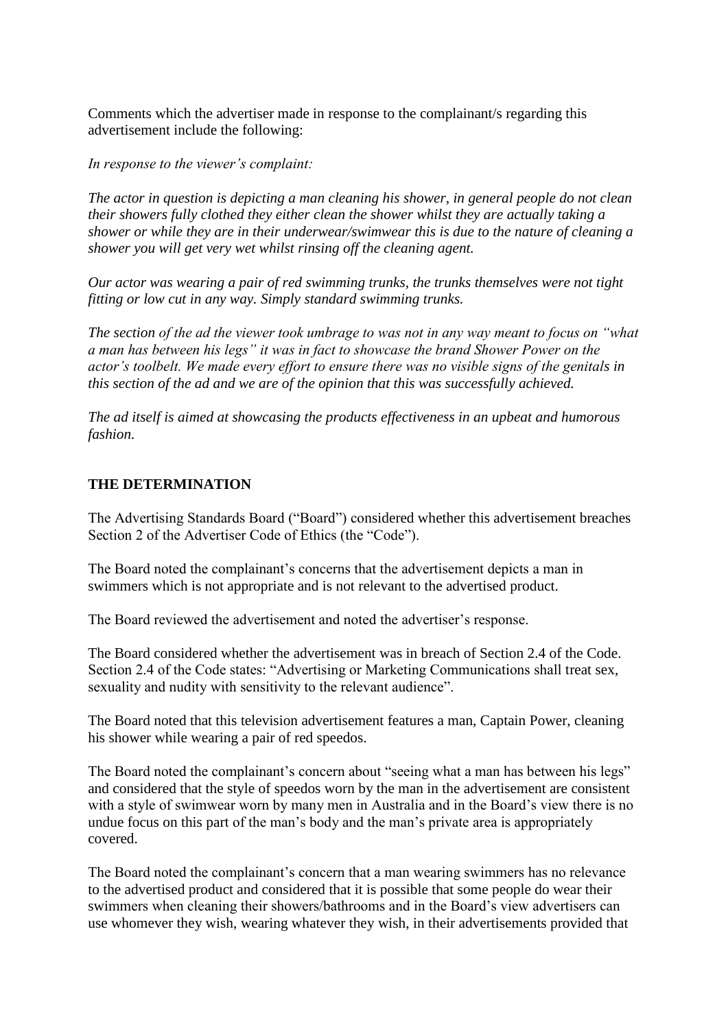Comments which the advertiser made in response to the complainant/s regarding this advertisement include the following:

*In response to the viewer's complaint:*

*The actor in question is depicting a man cleaning his shower, in general people do not clean their showers fully clothed they either clean the shower whilst they are actually taking a shower or while they are in their underwear/swimwear this is due to the nature of cleaning a shower you will get very wet whilst rinsing off the cleaning agent.*

*Our actor was wearing a pair of red swimming trunks, the trunks themselves were not tight fitting or low cut in any way. Simply standard swimming trunks.*

*The section of the ad the viewer took umbrage to was not in any way meant to focus on "what a man has between his legs" it was in fact to showcase the brand Shower Power on the actor's toolbelt. We made every effort to ensure there was no visible signs of the genitals in this section of the ad and we are of the opinion that this was successfully achieved.*

*The ad itself is aimed at showcasing the products effectiveness in an upbeat and humorous fashion.*

**THE DETERMINATION**

The Advertising Standards Board ("Board") considered whether this advertisement breaches Section 2 of the Advertiser Code of Ethics (the "Code").

The Board noted the complainant's concerns that the advertisement depicts a man in swimmers which is not appropriate and is not relevant to the advertised product.

The Board reviewed the advertisement and noted the advertiser's response.

The Board considered whether the advertisement was in breach of Section 2.4 of the Code. Section 2.4 of the Code states: "Advertising or Marketing Communications shall treat sex, sexuality and nudity with sensitivity to the relevant audience".

The Board noted that this television advertisement features a man, Captain Power, cleaning his shower while wearing a pair of red speedos.

The Board noted the complainant's concern about "seeing what a man has between his legs" and considered that the style of speedos worn by the man in the advertisement are consistent with a style of swimwear worn by many men in Australia and in the Board's view there is no undue focus on this part of the man's body and the man's private area is appropriately covered.

The Board noted the complainant's concern that a man wearing swimmers has no relevance to the advertised product and considered that it is possible that some people do wear their swimmers when cleaning their showers/bathrooms and in the Board's view advertisers can use whomever they wish, wearing whatever they wish, in their advertisements provided that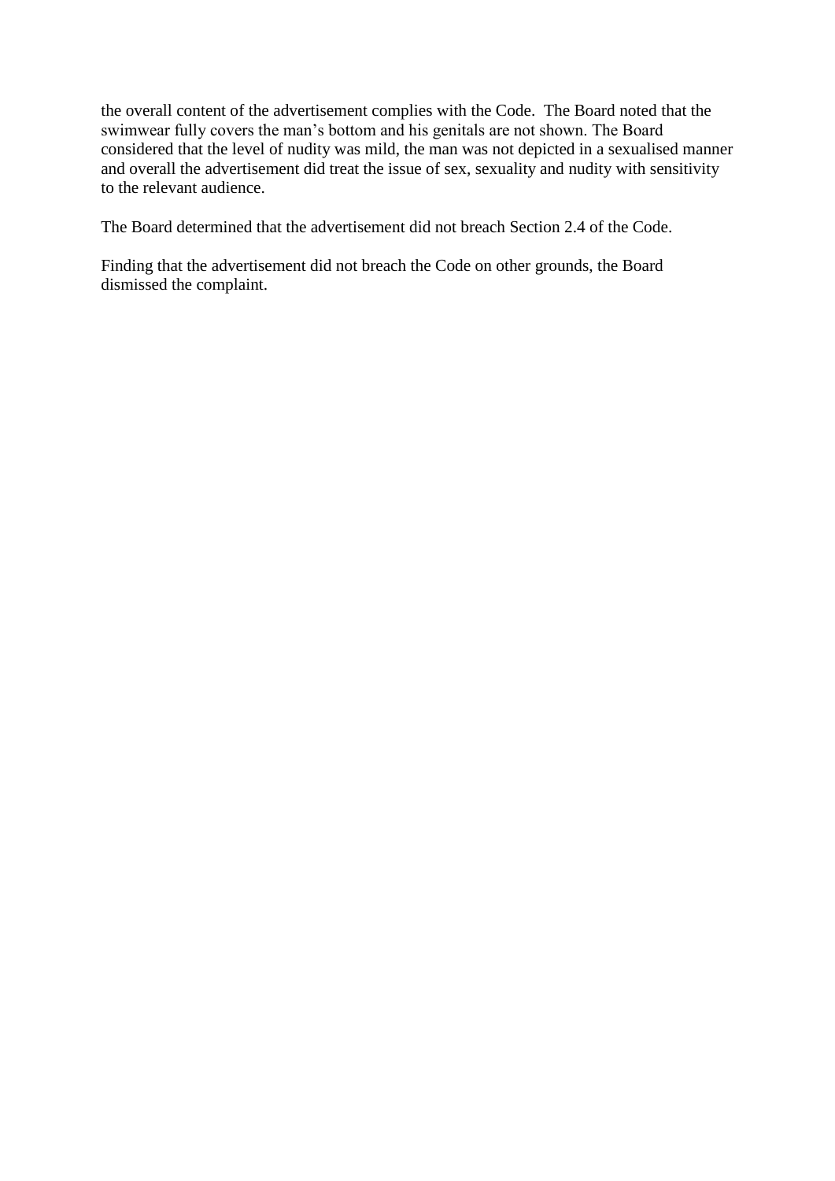the overall content of the advertisement complies with the Code. The Board noted that the swimwear fully covers the man's bottom and his genitals are not shown. The Board considered that the level of nudity was mild, the man was not depicted in a sexualised manner and overall the advertisement did treat the issue of sex, sexuality and nudity with sensitivity to the relevant audience.

The Board determined that the advertisement did not breach Section 2.4 of the Code.

Finding that the advertisement did not breach the Code on other grounds, the Board dismissed the complaint.